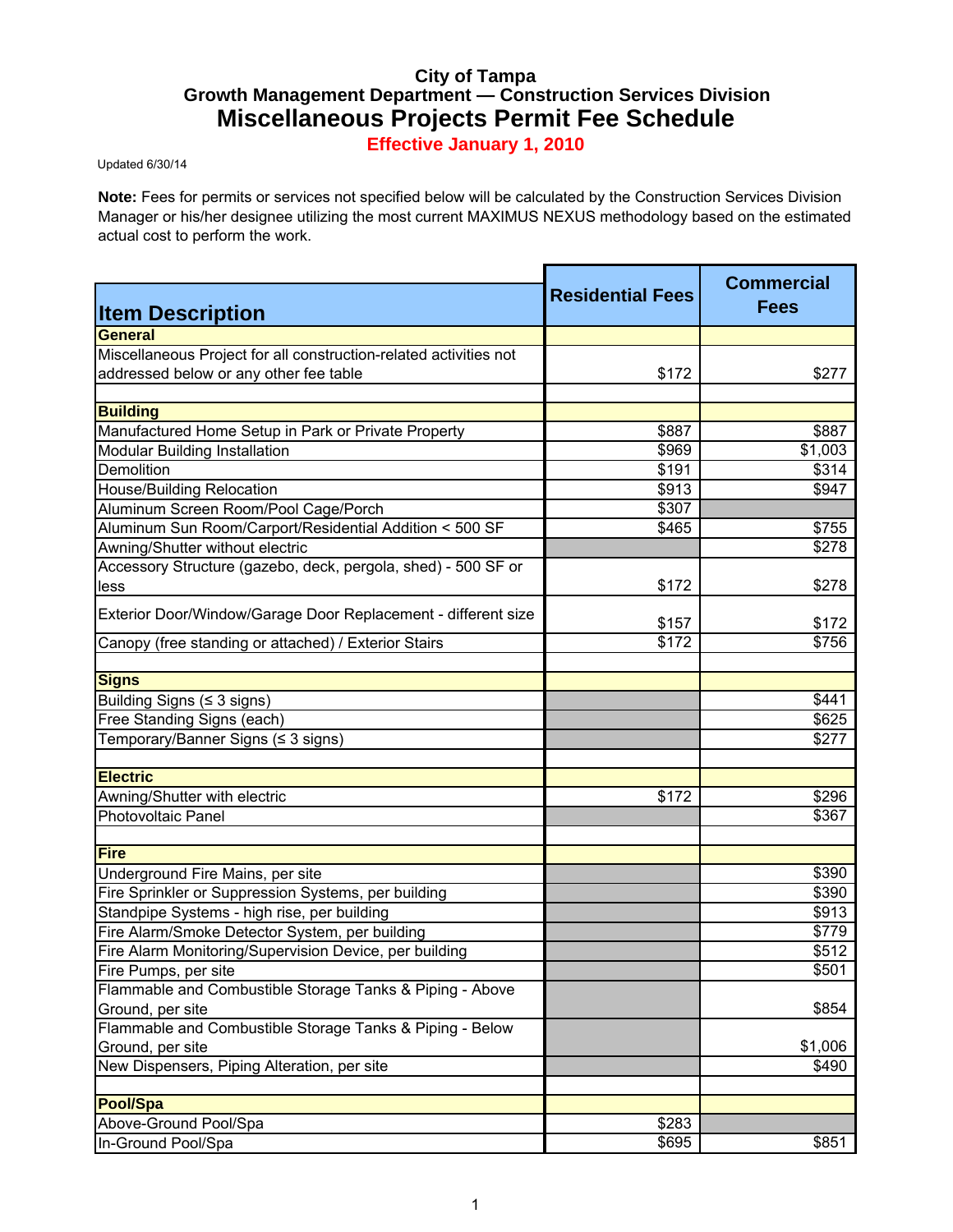**City of Tampa**
**Growth Management Department — Construction Services Division**

# Miscellaneous Projects Permit Fee Schedule

**Effective January 1, 2010**

Updated 6/30/14

**Note:** Fees for permits or services not specified below will be calculated by the Construction Services Division Manager or his/her designee utilizing the most current MAXIMUS NEXUS methodology based on the estimated actual cost to perform the work.

| Item Description | Residential Fees | Commercial Fees |
|---|---|---|
| **General** | | |
| Miscellaneous Project for all construction-related activities not addressed below or any other fee table | $172 | $277 |
| | | |
| **Building** | | |
| Manufactured Home Setup in Park or Private Property | $887 | $887 |
| Modular Building Installation | $969 | $1,003 |
| Demolition | $191 | $314 |
| House/Building Relocation | $913 | $947 |
| Aluminum Screen Room/Pool Cage/Porch | $307 | |
| Aluminum Sun Room/Carport/Residential Addition < 500 SF | $465 | $755 |
| Awning/Shutter without electric | | $278 |
| Accessory Structure (gazebo, deck, pergola, shed) - 500 SF or less | $172 | $278 |
| Exterior Door/Window/Garage Door Replacement - different size | $157 | $172 |
| Canopy (free standing or attached) / Exterior Stairs | $172 | $756 |
| | | |
| **Signs** | | |
| Building Signs (≤ 3 signs) | | $441 |
| Free Standing Signs (each) | | $625 |
| Temporary/Banner Signs (≤ 3 signs) | | $277 |
| | | |
| **Electric** | | |
| Awning/Shutter with electric | $172 | $296 |
| Photovoltaic Panel | | $367 |
| | | |
| **Fire** | | |
| Underground Fire Mains, per site | | $390 |
| Fire Sprinkler or Suppression Systems, per building | | $390 |
| Standpipe Systems - high rise, per building | | $913 |
| Fire Alarm/Smoke Detector System, per building | | $779 |
| Fire Alarm Monitoring/Supervision Device, per building | | $512 |
| Fire Pumps, per site | | $501 |
| Flammable and Combustible Storage Tanks & Piping - Above Ground, per site | | $854 |
| Flammable and Combustible Storage Tanks & Piping - Below Ground, per site | | $1,006 |
| New Dispensers, Piping Alteration, per site | | $490 |
| | | |
| **Pool/Spa** | | |
| Above-Ground Pool/Spa | $283 | |
| In-Ground Pool/Spa | $695 | $851 |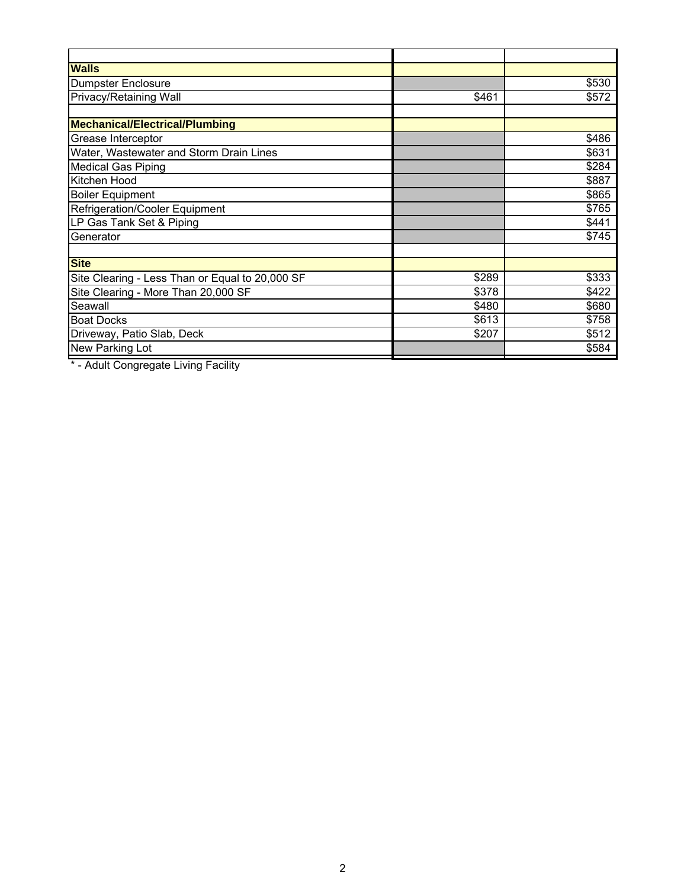| | | |
|---|---|---|
| **Walls** | | |
| Dumpster Enclosure | | $530 |
| Privacy/Retaining Wall | $461 | $572 |
| | | |
| **Mechanical/Electrical/Plumbing** | | |
| Grease Interceptor | | $486 |
| Water, Wastewater and Storm Drain Lines | | $631 |
| Medical Gas Piping | | $284 |
| Kitchen Hood | | $887 |
| Boiler Equipment | | $865 |
| Refrigeration/Cooler Equipment | | $765 |
| LP Gas Tank Set & Piping | | $441 |
| Generator | | $745 |
| | | |
| **Site** | | |
| Site Clearing - Less Than or Equal to 20,000 SF | $289 | $333 |
| Site Clearing - More Than 20,000 SF | $378 | $422 |
| Seawall | $480 | $680 |
| Boat Docks | $613 | $758 |
| Driveway, Patio Slab, Deck | $207 | $512 |
| New Parking Lot | | $584 |

* - Adult Congregate Living Facility